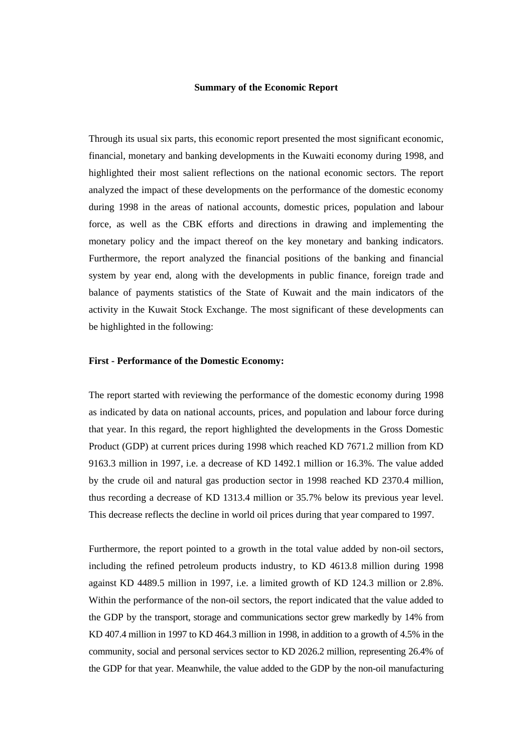# Summary of the Economic Report

Through its usual six parts, this economic report presented the most significant economic, financial, monetary and banking developments in the Kuwaiti economy during 1998, and highlighted their most salient reflections on the national economic sectors. The report analyzed the impact of these developments on the performance of the domestic economy during 1998 in the areas of national accounts, domestic prices, population and labour force, as well as the CBK efforts and directions in drawing and implementing the monetary policy and the impact thereof on the key monetary and banking indicators. Furthermore, the report analyzed the financial positions of the banking and financial system by year end, along with the developments in public finance, foreign trade and balance of payments statistics of the State of Kuwait and the main indicators of the activity in the Kuwait Stock Exchange. The most significant of these developments can be highlighted in the following:

## First - Performance of the Domestic Economy:

The report started with reviewing the performance of the domestic economy during 1998 as indicated by data on national accounts, prices, and population and labour force during that year. In this regard, the report highlighted the developments in the Gross Domestic Product (GDP) at current prices during 1998 which reached KD 7671.2 million from KD 9163.3 million in 1997, i.e. a decrease of KD 1492.1 million or 16.3%. The value added by the crude oil and natural gas production sector in 1998 reached KD 2370.4 million, thus recording a decrease of KD 1313.4 million or 35.7% below its previous year level. This decrease reflects the decline in world oil prices during that year compared to 1997.

Furthermore, the report pointed to a growth in the total value added by non-oil sectors, including the refined petroleum products industry, to KD 4613.8 million during 1998 against KD 4489.5 million in 1997, i.e. a limited growth of KD 124.3 million or 2.8%. Within the performance of the non-oil sectors, the report indicated that the value added to the GDP by the transport, storage and communications sector grew markedly by 14% from KD 407.4 million in 1997 to KD 464.3 million in 1998, in addition to a growth of 4.5% in the community, social and personal services sector to KD 2026.2 million, representing 26.4% of the GDP for that year. Meanwhile, the value added to the GDP by the non-oil manufacturing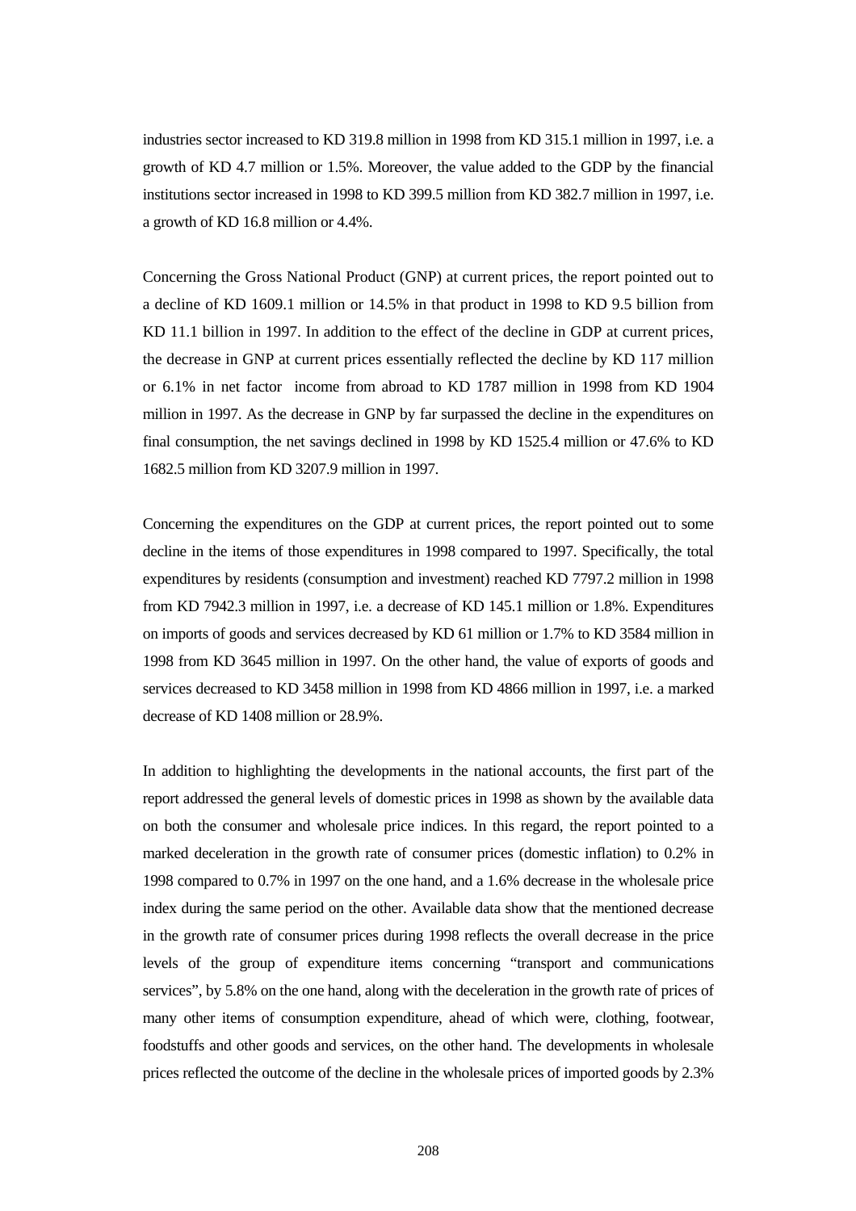industries sector increased to KD 319.8 million in 1998 from KD 315.1 million in 1997, i.e. a growth of KD 4.7 million or 1.5%. Moreover, the value added to the GDP by the financial institutions sector increased in 1998 to KD 399.5 million from KD 382.7 million in 1997, i.e. a growth of KD 16.8 million or 4.4%.

Concerning the Gross National Product (GNP) at current prices, the report pointed out to a decline of KD 1609.1 million or 14.5% in that product in 1998 to KD 9.5 billion from KD 11.1 billion in 1997. In addition to the effect of the decline in GDP at current prices, the decrease in GNP at current prices essentially reflected the decline by KD 117 million or 6.1% in net factor income from abroad to KD 1787 million in 1998 from KD 1904 million in 1997. As the decrease in GNP by far surpassed the decline in the expenditures on final consumption, the net savings declined in 1998 by KD 1525.4 million or 47.6% to KD 1682.5 million from KD 3207.9 million in 1997.

Concerning the expenditures on the GDP at current prices, the report pointed out to some decline in the items of those expenditures in 1998 compared to 1997. Specifically, the total expenditures by residents (consumption and investment) reached KD 7797.2 million in 1998 from KD 7942.3 million in 1997, i.e. a decrease of KD 145.1 million or 1.8%. Expenditures on imports of goods and services decreased by KD 61 million or 1.7% to KD 3584 million in 1998 from KD 3645 million in 1997. On the other hand, the value of exports of goods and services decreased to KD 3458 million in 1998 from KD 4866 million in 1997, i.e. a marked decrease of KD 1408 million or 28.9%.

In addition to highlighting the developments in the national accounts, the first part of the report addressed the general levels of domestic prices in 1998 as shown by the available data on both the consumer and wholesale price indices. In this regard, the report pointed to a marked deceleration in the growth rate of consumer prices (domestic inflation) to 0.2% in 1998 compared to 0.7% in 1997 on the one hand, and a 1.6% decrease in the wholesale price index during the same period on the other. Available data show that the mentioned decrease in the growth rate of consumer prices during 1998 reflects the overall decrease in the price levels of the group of expenditure items concerning "transport and communications services", by 5.8% on the one hand, along with the deceleration in the growth rate of prices of many other items of consumption expenditure, ahead of which were, clothing, footwear, foodstuffs and other goods and services, on the other hand. The developments in wholesale prices reflected the outcome of the decline in the wholesale prices of imported goods by 2.3%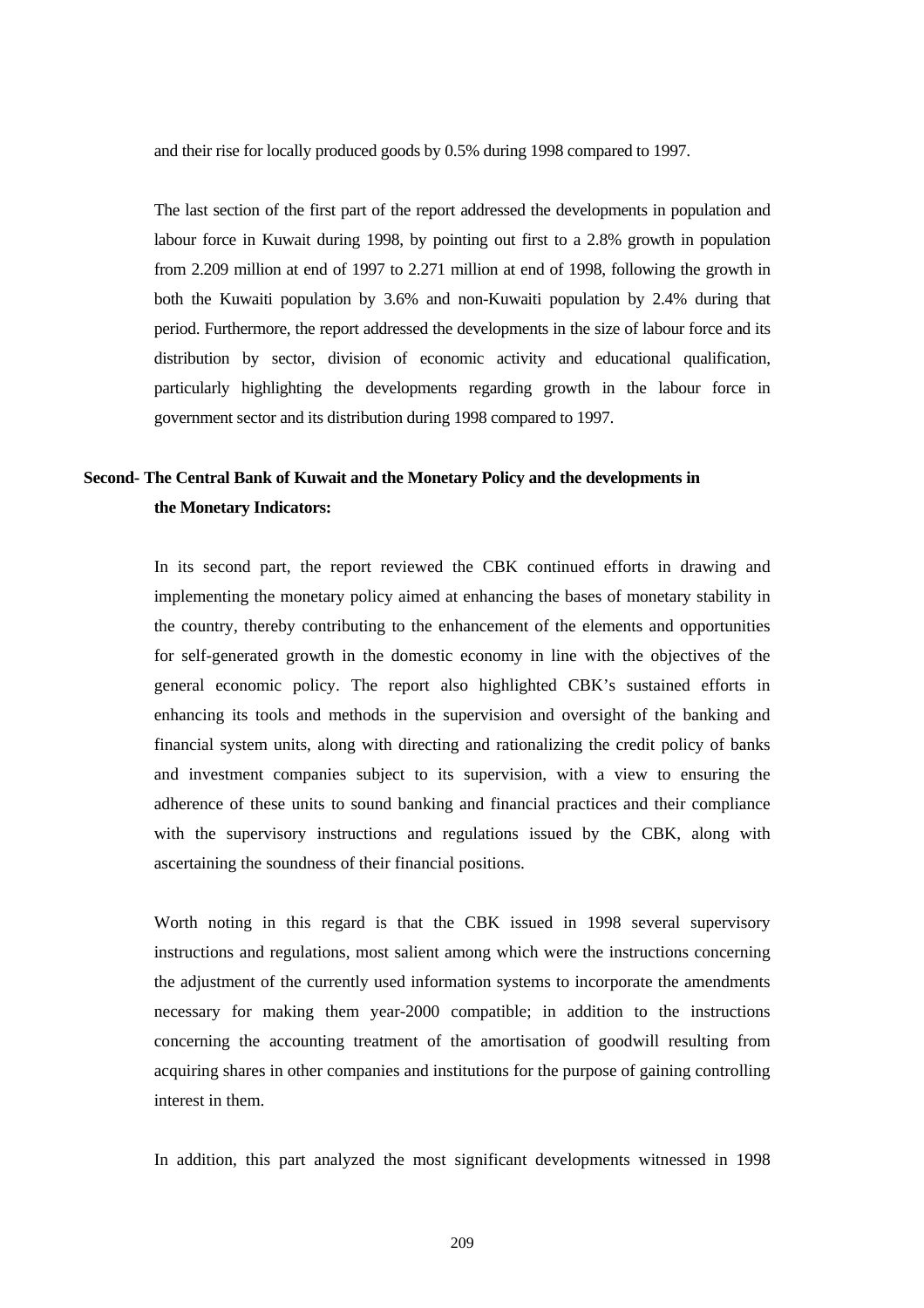and their rise for locally produced goods by 0.5% during 1998 compared to 1997.

The last section of the first part of the report addressed the developments in population and labour force in Kuwait during 1998, by pointing out first to a 2.8% growth in population from 2.209 million at end of 1997 to 2.271 million at end of 1998, following the growth in both the Kuwaiti population by 3.6% and non-Kuwaiti population by 2.4% during that period. Furthermore, the report addressed the developments in the size of labour force and its distribution by sector, division of economic activity and educational qualification, particularly highlighting the developments regarding growth in the labour force in government sector and its distribution during 1998 compared to 1997.

**Second- The Central Bank of Kuwait and the Monetary Policy and the developments in the Monetary Indicators:**

In its second part, the report reviewed the CBK continued efforts in drawing and implementing the monetary policy aimed at enhancing the bases of monetary stability in the country, thereby contributing to the enhancement of the elements and opportunities for self-generated growth in the domestic economy in line with the objectives of the general economic policy. The report also highlighted CBK's sustained efforts in enhancing its tools and methods in the supervision and oversight of the banking and financial system units, along with directing and rationalizing the credit policy of banks and investment companies subject to its supervision, with a view to ensuring the adherence of these units to sound banking and financial practices and their compliance with the supervisory instructions and regulations issued by the CBK, along with ascertaining the soundness of their financial positions.

Worth noting in this regard is that the CBK issued in 1998 several supervisory instructions and regulations, most salient among which were the instructions concerning the adjustment of the currently used information systems to incorporate the amendments necessary for making them year-2000 compatible; in addition to the instructions concerning the accounting treatment of the amortisation of goodwill resulting from acquiring shares in other companies and institutions for the purpose of gaining controlling interest in them.

In addition, this part analyzed the most significant developments witnessed in 1998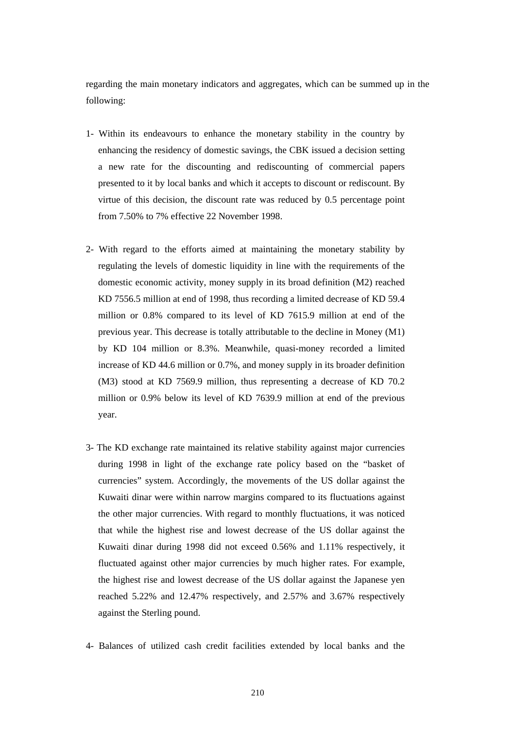regarding the main monetary indicators and aggregates, which can be summed up in the following:

1- Within its endeavours to enhance the monetary stability in the country by enhancing the residency of domestic savings, the CBK issued a decision setting a new rate for the discounting and rediscounting of commercial papers presented to it by local banks and which it accepts to discount or rediscount. By virtue of this decision, the discount rate was reduced by 0.5 percentage point from 7.50% to 7% effective 22 November 1998.

2- With regard to the efforts aimed at maintaining the monetary stability by regulating the levels of domestic liquidity in line with the requirements of the domestic economic activity, money supply in its broad definition (M2) reached KD 7556.5 million at end of 1998, thus recording a limited decrease of KD 59.4 million or 0.8% compared to its level of KD 7615.9 million at end of the previous year. This decrease is totally attributable to the decline in Money (M1) by KD 104 million or 8.3%. Meanwhile, quasi-money recorded a limited increase of KD 44.6 million or 0.7%, and money supply in its broader definition (M3) stood at KD 7569.9 million, thus representing a decrease of KD 70.2 million or 0.9% below its level of KD 7639.9 million at end of the previous year.

3- The KD exchange rate maintained its relative stability against major currencies during 1998 in light of the exchange rate policy based on the "basket of currencies" system. Accordingly, the movements of the US dollar against the Kuwaiti dinar were within narrow margins compared to its fluctuations against the other major currencies. With regard to monthly fluctuations, it was noticed that while the highest rise and lowest decrease of the US dollar against the Kuwaiti dinar during 1998 did not exceed 0.56% and 1.11% respectively, it fluctuated against other major currencies by much higher rates. For example, the highest rise and lowest decrease of the US dollar against the Japanese yen reached 5.22% and 12.47% respectively, and 2.57% and 3.67% respectively against the Sterling pound.

4- Balances of utilized cash credit facilities extended by local banks and the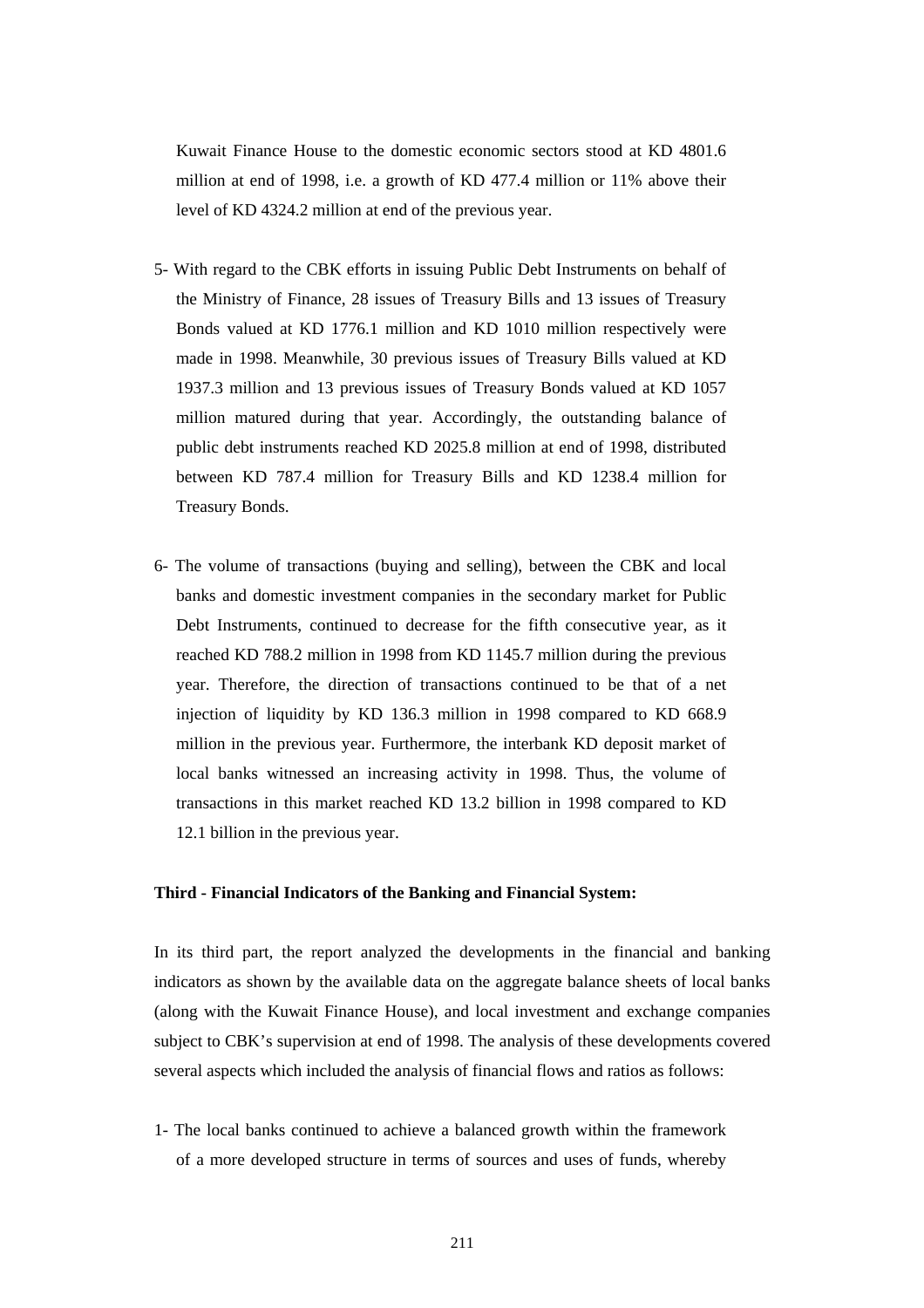Kuwait Finance House to the domestic economic sectors stood at KD 4801.6 million at end of 1998, i.e. a growth of KD 477.4 million or 11% above their level of KD 4324.2 million at end of the previous year.

5- With regard to the CBK efforts in issuing Public Debt Instruments on behalf of the Ministry of Finance, 28 issues of Treasury Bills and 13 issues of Treasury Bonds valued at KD 1776.1 million and KD 1010 million respectively were made in 1998. Meanwhile, 30 previous issues of Treasury Bills valued at KD 1937.3 million and 13 previous issues of Treasury Bonds valued at KD 1057 million matured during that year. Accordingly, the outstanding balance of public debt instruments reached KD 2025.8 million at end of 1998, distributed between KD 787.4 million for Treasury Bills and KD 1238.4 million for Treasury Bonds.

6- The volume of transactions (buying and selling), between the CBK and local banks and domestic investment companies in the secondary market for Public Debt Instruments, continued to decrease for the fifth consecutive year, as it reached KD 788.2 million in 1998 from KD 1145.7 million during the previous year. Therefore, the direction of transactions continued to be that of a net injection of liquidity by KD 136.3 million in 1998 compared to KD 668.9 million in the previous year. Furthermore, the interbank KD deposit market of local banks witnessed an increasing activity in 1998. Thus, the volume of transactions in this market reached KD 13.2 billion in 1998 compared to KD 12.1 billion in the previous year.

**Third - Financial Indicators of the Banking and Financial System:**

In its third part, the report analyzed the developments in the financial and banking indicators as shown by the available data on the aggregate balance sheets of local banks (along with the Kuwait Finance House), and local investment and exchange companies subject to CBK's supervision at end of 1998. The analysis of these developments covered several aspects which included the analysis of financial flows and ratios as follows:

1- The local banks continued to achieve a balanced growth within the framework of a more developed structure in terms of sources and uses of funds, whereby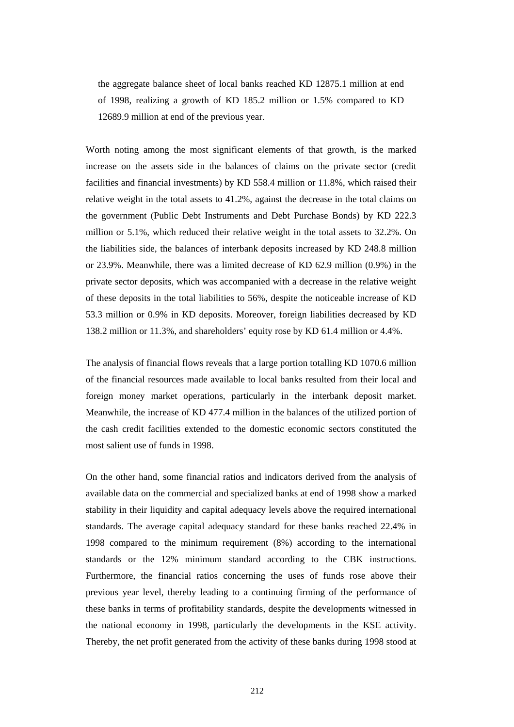the aggregate balance sheet of local banks reached KD 12875.1 million at end of 1998, realizing a growth of KD 185.2 million or 1.5% compared to KD 12689.9 million at end of the previous year.

Worth noting among the most significant elements of that growth, is the marked increase on the assets side in the balances of claims on the private sector (credit facilities and financial investments) by KD 558.4 million or 11.8%, which raised their relative weight in the total assets to 41.2%, against the decrease in the total claims on the government (Public Debt Instruments and Debt Purchase Bonds) by KD 222.3 million or 5.1%, which reduced their relative weight in the total assets to 32.2%. On the liabilities side, the balances of interbank deposits increased by KD 248.8 million or 23.9%. Meanwhile, there was a limited decrease of KD 62.9 million (0.9%) in the private sector deposits, which was accompanied with a decrease in the relative weight of these deposits in the total liabilities to 56%, despite the noticeable increase of KD 53.3 million or 0.9% in KD deposits. Moreover, foreign liabilities decreased by KD 138.2 million or 11.3%, and shareholders' equity rose by KD 61.4 million or 4.4%.

The analysis of financial flows reveals that a large portion totalling KD 1070.6 million of the financial resources made available to local banks resulted from their local and foreign money market operations, particularly in the interbank deposit market. Meanwhile, the increase of KD 477.4 million in the balances of the utilized portion of the cash credit facilities extended to the domestic economic sectors constituted the most salient use of funds in 1998.

On the other hand, some financial ratios and indicators derived from the analysis of available data on the commercial and specialized banks at end of 1998 show a marked stability in their liquidity and capital adequacy levels above the required international standards. The average capital adequacy standard for these banks reached 22.4% in 1998 compared to the minimum requirement (8%) according to the international standards or the 12% minimum standard according to the CBK instructions. Furthermore, the financial ratios concerning the uses of funds rose above their previous year level, thereby leading to a continuing firming of the performance of these banks in terms of profitability standards, despite the developments witnessed in the national economy in 1998, particularly the developments in the KSE activity. Thereby, the net profit generated from the activity of these banks during 1998 stood at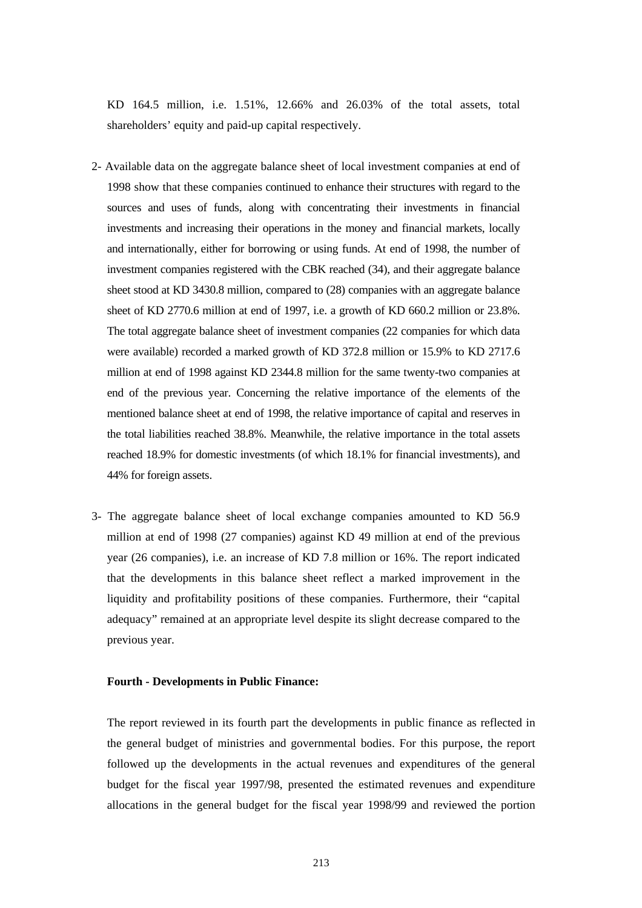KD 164.5 million, i.e. 1.51%, 12.66% and 26.03% of the total assets, total shareholders' equity and paid-up capital respectively.

2- Available data on the aggregate balance sheet of local investment companies at end of 1998 show that these companies continued to enhance their structures with regard to the sources and uses of funds, along with concentrating their investments in financial investments and increasing their operations in the money and financial markets, locally and internationally, either for borrowing or using funds. At end of 1998, the number of investment companies registered with the CBK reached (34), and their aggregate balance sheet stood at KD 3430.8 million, compared to (28) companies with an aggregate balance sheet of KD 2770.6 million at end of 1997, i.e. a growth of KD 660.2 million or 23.8%. The total aggregate balance sheet of investment companies (22 companies for which data were available) recorded a marked growth of KD 372.8 million or 15.9% to KD 2717.6 million at end of 1998 against KD 2344.8 million for the same twenty-two companies at end of the previous year. Concerning the relative importance of the elements of the mentioned balance sheet at end of 1998, the relative importance of capital and reserves in the total liabilities reached 38.8%. Meanwhile, the relative importance in the total assets reached 18.9% for domestic investments (of which 18.1% for financial investments), and 44% for foreign assets.

3- The aggregate balance sheet of local exchange companies amounted to KD 56.9 million at end of 1998 (27 companies) against KD 49 million at end of the previous year (26 companies), i.e. an increase of KD 7.8 million or 16%. The report indicated that the developments in this balance sheet reflect a marked improvement in the liquidity and profitability positions of these companies. Furthermore, their "capital adequacy" remained at an appropriate level despite its slight decrease compared to the previous year.

**Fourth - Developments in Public Finance:**

The report reviewed in its fourth part the developments in public finance as reflected in the general budget of ministries and governmental bodies. For this purpose, the report followed up the developments in the actual revenues and expenditures of the general budget for the fiscal year 1997/98, presented the estimated revenues and expenditure allocations in the general budget for the fiscal year 1998/99 and reviewed the portion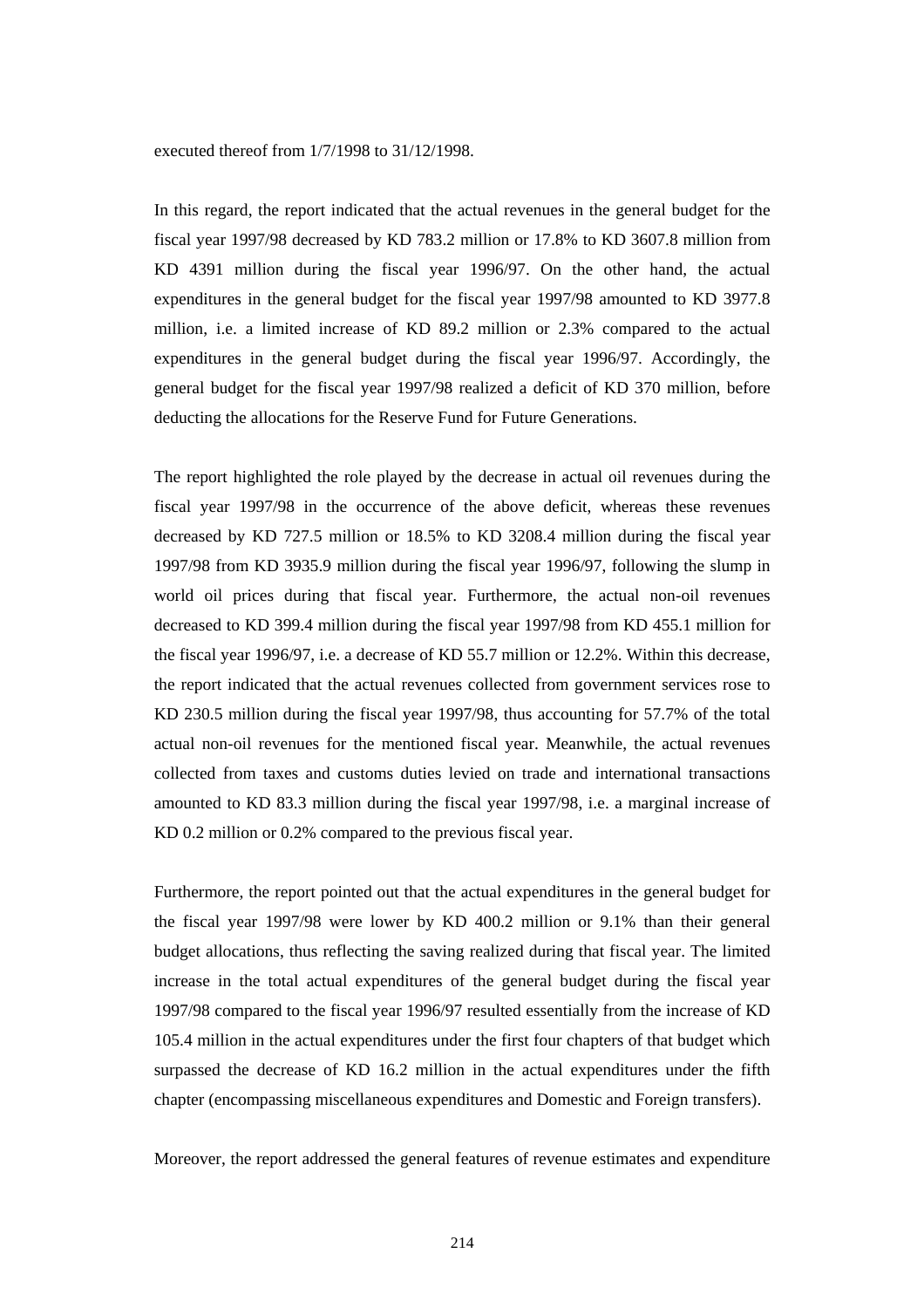executed thereof from 1/7/1998 to 31/12/1998.

In this regard, the report indicated that the actual revenues in the general budget for the fiscal year 1997/98 decreased by KD 783.2 million or 17.8% to KD 3607.8 million from KD 4391 million during the fiscal year 1996/97. On the other hand, the actual expenditures in the general budget for the fiscal year 1997/98 amounted to KD 3977.8 million, i.e. a limited increase of KD 89.2 million or 2.3% compared to the actual expenditures in the general budget during the fiscal year 1996/97. Accordingly, the general budget for the fiscal year 1997/98 realized a deficit of KD 370 million, before deducting the allocations for the Reserve Fund for Future Generations.

The report highlighted the role played by the decrease in actual oil revenues during the fiscal year 1997/98 in the occurrence of the above deficit, whereas these revenues decreased by KD 727.5 million or 18.5% to KD 3208.4 million during the fiscal year 1997/98 from KD 3935.9 million during the fiscal year 1996/97, following the slump in world oil prices during that fiscal year. Furthermore, the actual non-oil revenues decreased to KD 399.4 million during the fiscal year 1997/98 from KD 455.1 million for the fiscal year 1996/97, i.e. a decrease of KD 55.7 million or 12.2%. Within this decrease, the report indicated that the actual revenues collected from government services rose to KD 230.5 million during the fiscal year 1997/98, thus accounting for 57.7% of the total actual non-oil revenues for the mentioned fiscal year. Meanwhile, the actual revenues collected from taxes and customs duties levied on trade and international transactions amounted to KD 83.3 million during the fiscal year 1997/98, i.e. a marginal increase of KD 0.2 million or 0.2% compared to the previous fiscal year.

Furthermore, the report pointed out that the actual expenditures in the general budget for the fiscal year 1997/98 were lower by KD 400.2 million or 9.1% than their general budget allocations, thus reflecting the saving realized during that fiscal year. The limited increase in the total actual expenditures of the general budget during the fiscal year 1997/98 compared to the fiscal year 1996/97 resulted essentially from the increase of KD 105.4 million in the actual expenditures under the first four chapters of that budget which surpassed the decrease of KD 16.2 million in the actual expenditures under the fifth chapter (encompassing miscellaneous expenditures and Domestic and Foreign transfers).

Moreover, the report addressed the general features of revenue estimates and expenditure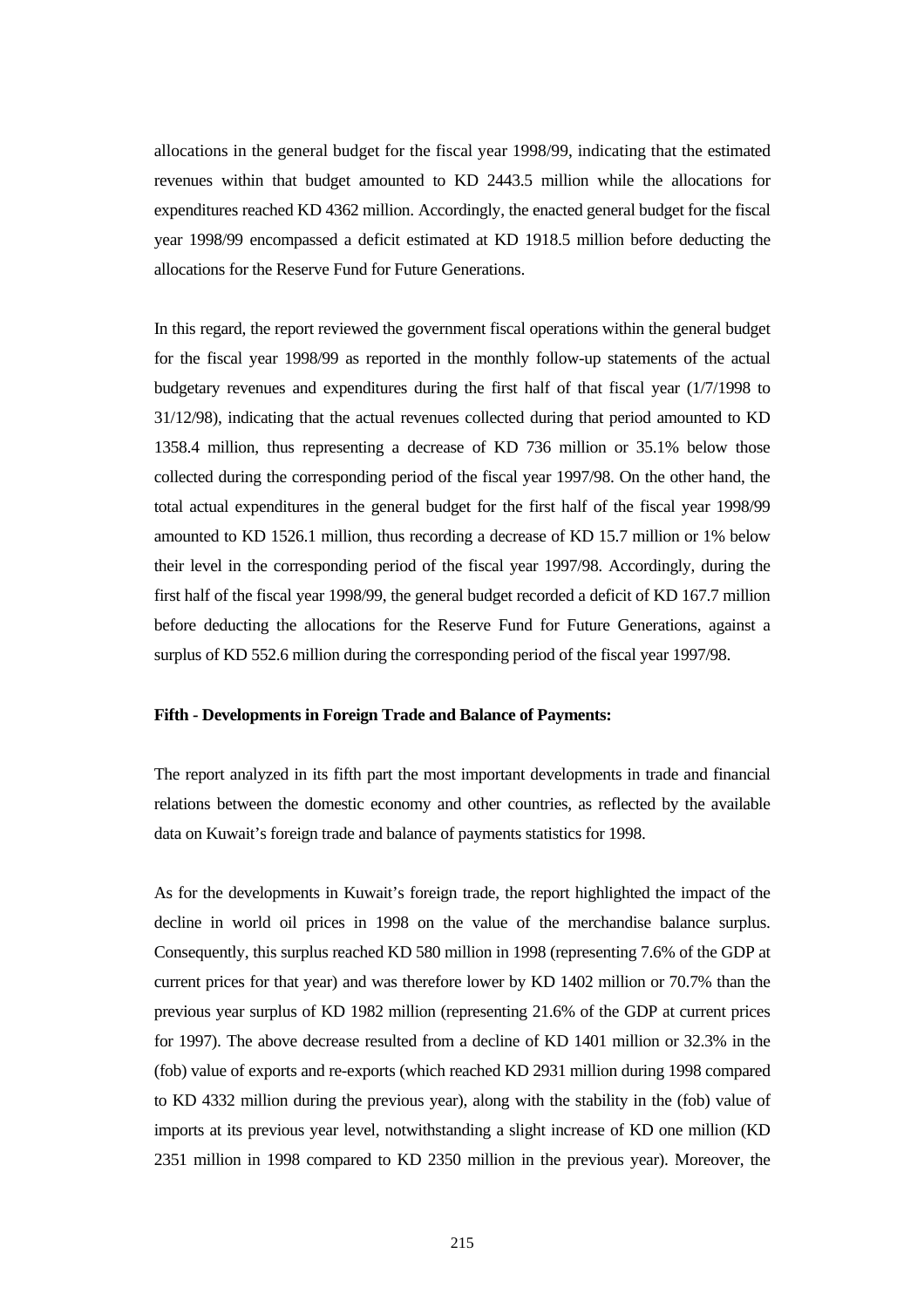allocations in the general budget for the fiscal year 1998/99, indicating that the estimated revenues within that budget amounted to KD 2443.5 million while the allocations for expenditures reached KD 4362 million. Accordingly, the enacted general budget for the fiscal year 1998/99 encompassed a deficit estimated at KD 1918.5 million before deducting the allocations for the Reserve Fund for Future Generations.

In this regard, the report reviewed the government fiscal operations within the general budget for the fiscal year 1998/99 as reported in the monthly follow-up statements of the actual budgetary revenues and expenditures during the first half of that fiscal year (1/7/1998 to 31/12/98), indicating that the actual revenues collected during that period amounted to KD 1358.4 million, thus representing a decrease of KD 736 million or 35.1% below those collected during the corresponding period of the fiscal year 1997/98. On the other hand, the total actual expenditures in the general budget for the first half of the fiscal year 1998/99 amounted to KD 1526.1 million, thus recording a decrease of KD 15.7 million or 1% below their level in the corresponding period of the fiscal year 1997/98. Accordingly, during the first half of the fiscal year 1998/99, the general budget recorded a deficit of KD 167.7 million before deducting the allocations for the Reserve Fund for Future Generations, against a surplus of KD 552.6 million during the corresponding period of the fiscal year 1997/98.

**Fifth - Developments in Foreign Trade and Balance of Payments:**

The report analyzed in its fifth part the most important developments in trade and financial relations between the domestic economy and other countries, as reflected by the available data on Kuwait's foreign trade and balance of payments statistics for 1998.

As for the developments in Kuwait's foreign trade, the report highlighted the impact of the decline in world oil prices in 1998 on the value of the merchandise balance surplus. Consequently, this surplus reached KD 580 million in 1998 (representing 7.6% of the GDP at current prices for that year) and was therefore lower by KD 1402 million or 70.7% than the previous year surplus of KD 1982 million (representing 21.6% of the GDP at current prices for 1997). The above decrease resulted from a decline of KD 1401 million or 32.3% in the (fob) value of exports and re-exports (which reached KD 2931 million during 1998 compared to KD 4332 million during the previous year), along with the stability in the (fob) value of imports at its previous year level, notwithstanding a slight increase of KD one million (KD 2351 million in 1998 compared to KD 2350 million in the previous year). Moreover, the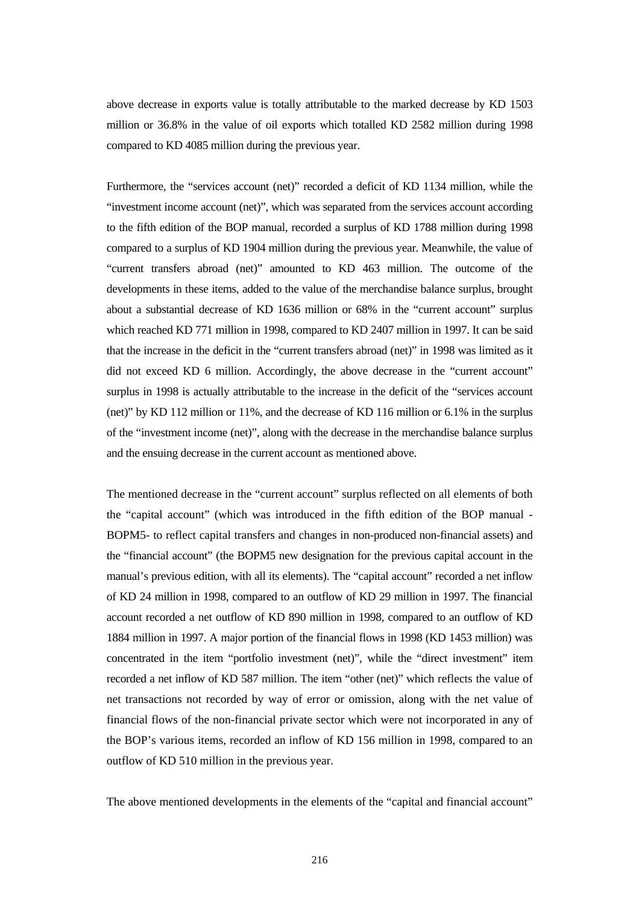above decrease in exports value is totally attributable to the marked decrease by KD 1503 million or 36.8% in the value of oil exports which totalled KD 2582 million during 1998 compared to KD 4085 million during the previous year.

Furthermore, the "services account (net)" recorded a deficit of KD 1134 million, while the "investment income account (net)", which was separated from the services account according to the fifth edition of the BOP manual, recorded a surplus of KD 1788 million during 1998 compared to a surplus of KD 1904 million during the previous year. Meanwhile, the value of "current transfers abroad (net)" amounted to KD 463 million. The outcome of the developments in these items, added to the value of the merchandise balance surplus, brought about a substantial decrease of KD 1636 million or 68% in the "current account" surplus which reached KD 771 million in 1998, compared to KD 2407 million in 1997. It can be said that the increase in the deficit in the "current transfers abroad (net)" in 1998 was limited as it did not exceed KD 6 million. Accordingly, the above decrease in the "current account" surplus in 1998 is actually attributable to the increase in the deficit of the "services account (net)" by KD 112 million or 11%, and the decrease of KD 116 million or 6.1% in the surplus of the "investment income (net)", along with the decrease in the merchandise balance surplus and the ensuing decrease in the current account as mentioned above.

The mentioned decrease in the "current account" surplus reflected on all elements of both the "capital account" (which was introduced in the fifth edition of the BOP manual - BOPM5- to reflect capital transfers and changes in non-produced non-financial assets) and the "financial account" (the BOPM5 new designation for the previous capital account in the manual's previous edition, with all its elements). The "capital account" recorded a net inflow of KD 24 million in 1998, compared to an outflow of KD 29 million in 1997. The financial account recorded a net outflow of KD 890 million in 1998, compared to an outflow of KD 1884 million in 1997. A major portion of the financial flows in 1998 (KD 1453 million) was concentrated in the item "portfolio investment (net)", while the "direct investment" item recorded a net inflow of KD 587 million. The item "other (net)" which reflects the value of net transactions not recorded by way of error or omission, along with the net value of financial flows of the non-financial private sector which were not incorporated in any of the BOP's various items, recorded an inflow of KD 156 million in 1998, compared to an outflow of KD 510 million in the previous year.

The above mentioned developments in the elements of the "capital and financial account"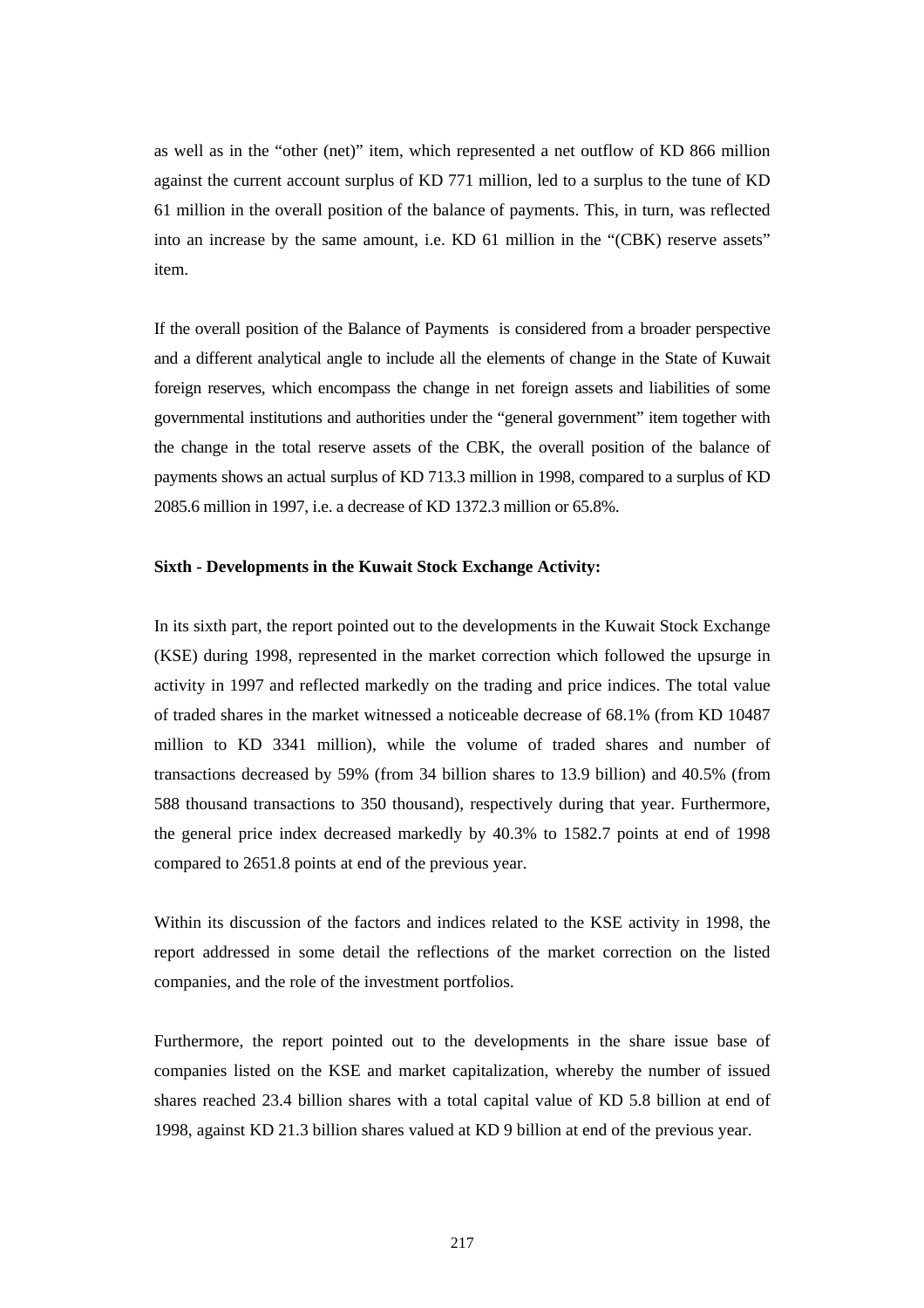as well as in the "other (net)" item, which represented a net outflow of KD 866 million against the current account surplus of KD 771 million, led to a surplus to the tune of KD 61 million in the overall position of the balance of payments. This, in turn, was reflected into an increase by the same amount, i.e. KD 61 million in the "(CBK) reserve assets" item.

If the overall position of the Balance of Payments is considered from a broader perspective and a different analytical angle to include all the elements of change in the State of Kuwait foreign reserves, which encompass the change in net foreign assets and liabilities of some governmental institutions and authorities under the "general government" item together with the change in the total reserve assets of the CBK, the overall position of the balance of payments shows an actual surplus of KD 713.3 million in 1998, compared to a surplus of KD 2085.6 million in 1997, i.e. a decrease of KD 1372.3 million or 65.8%.

**Sixth - Developments in the Kuwait Stock Exchange Activity:**

In its sixth part, the report pointed out to the developments in the Kuwait Stock Exchange (KSE) during 1998, represented in the market correction which followed the upsurge in activity in 1997 and reflected markedly on the trading and price indices. The total value of traded shares in the market witnessed a noticeable decrease of 68.1% (from KD 10487 million to KD 3341 million), while the volume of traded shares and number of transactions decreased by 59% (from 34 billion shares to 13.9 billion) and 40.5% (from 588 thousand transactions to 350 thousand), respectively during that year. Furthermore, the general price index decreased markedly by 40.3% to 1582.7 points at end of 1998 compared to 2651.8 points at end of the previous year.

Within its discussion of the factors and indices related to the KSE activity in 1998, the report addressed in some detail the reflections of the market correction on the listed companies, and the role of the investment portfolios.

Furthermore, the report pointed out to the developments in the share issue base of companies listed on the KSE and market capitalization, whereby the number of issued shares reached 23.4 billion shares with a total capital value of KD 5.8 billion at end of 1998, against KD 21.3 billion shares valued at KD 9 billion at end of the previous year.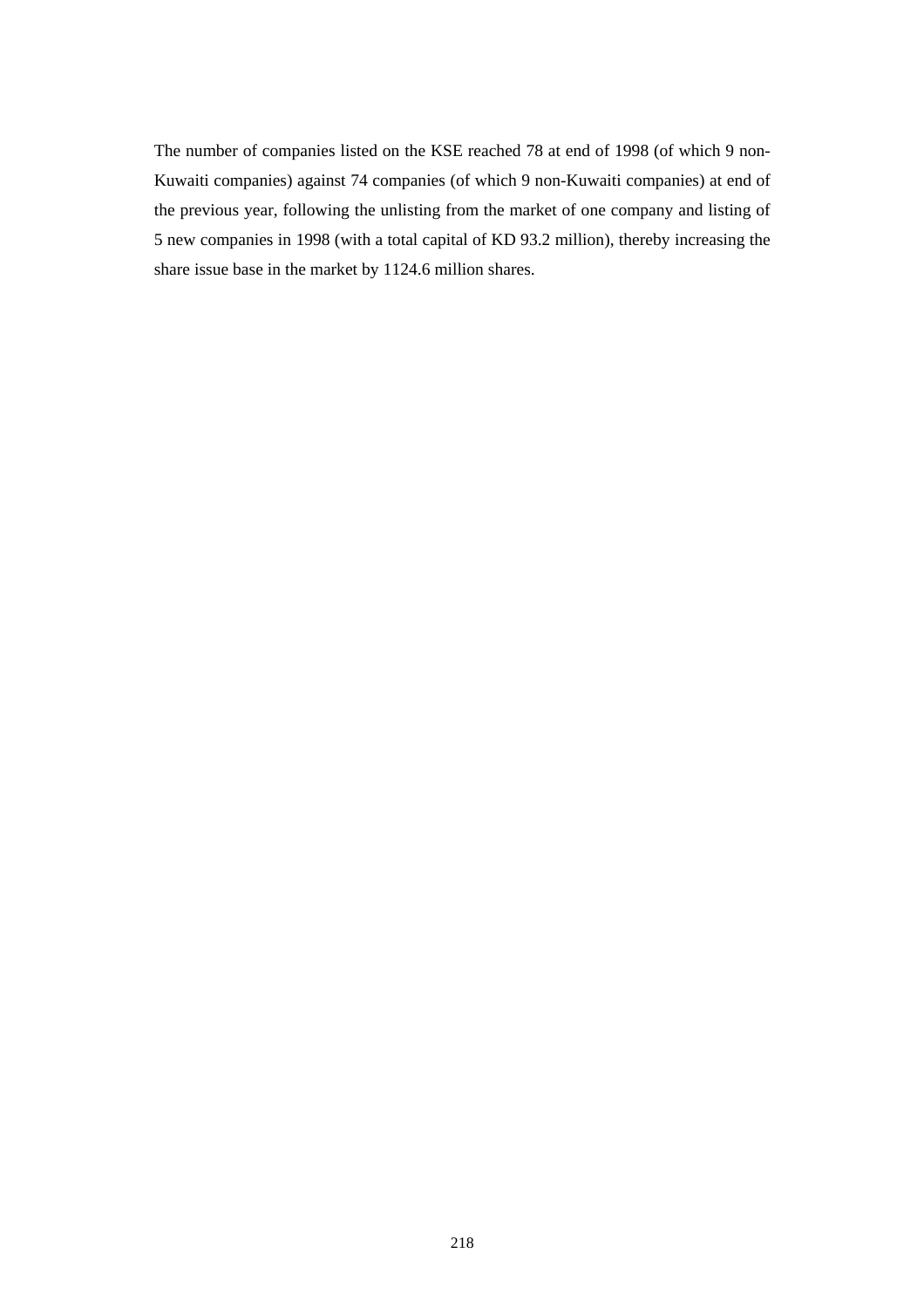The number of companies listed on the KSE reached 78 at end of 1998 (of which 9 non-Kuwaiti companies) against 74 companies (of which 9 non-Kuwaiti companies) at end of the previous year, following the unlisting from the market of one company and listing of 5 new companies in 1998 (with a total capital of KD 93.2 million), thereby increasing the share issue base in the market by 1124.6 million shares.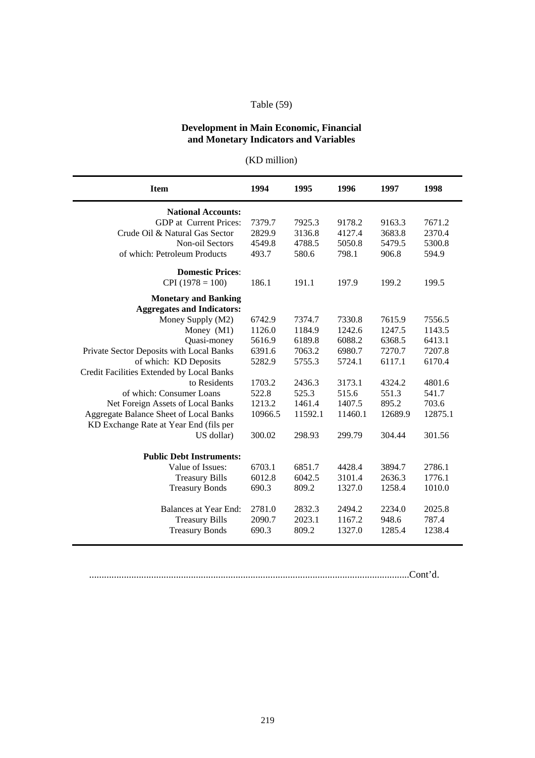Table (59)

**Development in Main Economic, Financial and Monetary Indicators and Variables**

(KD million)

| Item | 1994 | 1995 | 1996 | 1997 | 1998 |
|---|---|---|---|---|---|
| **National Accounts:** | | | | | |
| GDP at Current Prices: | 7379.7 | 7925.3 | 9178.2 | 9163.3 | 7671.2 |
| Crude Oil & Natural Gas Sector | 2829.9 | 3136.8 | 4127.4 | 3683.8 | 2370.4 |
| Non-oil Sectors | 4549.8 | 4788.5 | 5050.8 | 5479.5 | 5300.8 |
| of which: Petroleum Products | 493.7 | 580.6 | 798.1 | 906.8 | 594.9 |
| **Domestic Prices**: | | | | | |
| CPI (1978 = 100) | 186.1 | 191.1 | 197.9 | 199.2 | 199.5 |
| **Monetary and Banking Aggregates and Indicators:** | | | | | |
| Money Supply (M2) | 6742.9 | 7374.7 | 7330.8 | 7615.9 | 7556.5 |
| Money (M1) | 1126.0 | 1184.9 | 1242.6 | 1247.5 | 1143.5 |
| Quasi-money | 5616.9 | 6189.8 | 6088.2 | 6368.5 | 6413.1 |
| Private Sector Deposits with Local Banks | 6391.6 | 7063.2 | 6980.7 | 7270.7 | 7207.8 |
| of which: KD Deposits | 5282.9 | 5755.3 | 5724.1 | 6117.1 | 6170.4 |
| Credit Facilities Extended by Local Banks to Residents | 1703.2 | 2436.3 | 3173.1 | 4324.2 | 4801.6 |
| of which: Consumer Loans | 522.8 | 525.3 | 515.6 | 551.3 | 541.7 |
| Net Foreign Assets of Local Banks | 1213.2 | 1461.4 | 1407.5 | 895.2 | 703.6 |
| Aggregate Balance Sheet of Local Banks | 10966.5 | 11592.1 | 11460.1 | 12689.9 | 12875.1 |
| KD Exchange Rate at Year End (fils per US dollar) | 300.02 | 298.93 | 299.79 | 304.44 | 301.56 |
| **Public Debt Instruments:** | | | | | |
| Value of Issues: | 6703.1 | 6851.7 | 4428.4 | 3894.7 | 2786.1 |
| Treasury Bills | 6012.8 | 6042.5 | 3101.4 | 2636.3 | 1776.1 |
| Treasury Bonds | 690.3 | 809.2 | 1327.0 | 1258.4 | 1010.0 |
| Balances at Year End: | 2781.0 | 2832.3 | 2494.2 | 2234.0 | 2025.8 |
| Treasury Bills | 2090.7 | 2023.1 | 1167.2 | 948.6 | 787.4 |
| Treasury Bonds | 690.3 | 809.2 | 1327.0 | 1285.4 | 1238.4 |

................................................................................................................................Cont'd.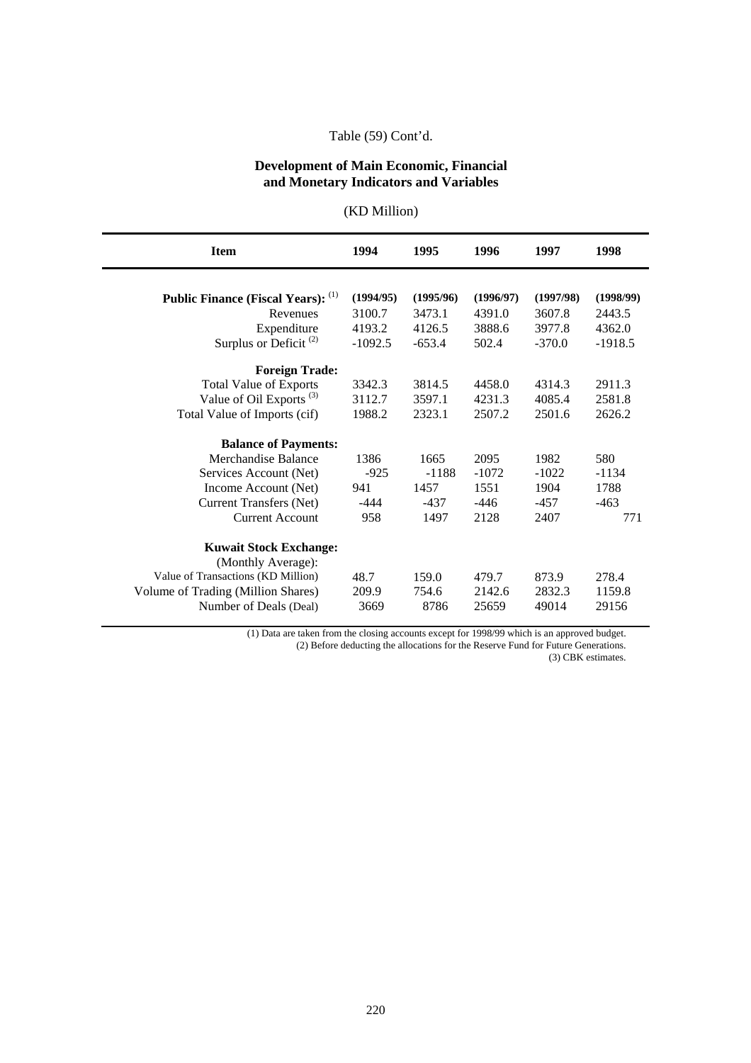Table (59) Cont'd.

## Development of Main Economic, Financial and Monetary Indicators and Variables

(KD Million)

| Item | 1994 | 1995 | 1996 | 1997 | 1998 |
|---|---|---|---|---|---|
| **Public Finance (Fiscal Years):** (1) | **(1994/95)** | **(1995/96)** | **(1996/97)** | **(1997/98)** | **(1998/99)** |
| Revenues | 3100.7 | 3473.1 | 4391.0 | 3607.8 | 2443.5 |
| Expenditure | 4193.2 | 4126.5 | 3888.6 | 3977.8 | 4362.0 |
| Surplus or Deficit (2) | -1092.5 | -653.4 | 502.4 | -370.0 | -1918.5 |
| **Foreign Trade:** | | | | | |
| Total Value of Exports | 3342.3 | 3814.5 | 4458.0 | 4314.3 | 2911.3 |
| Value of Oil Exports (3) | 3112.7 | 3597.1 | 4231.3 | 4085.4 | 2581.8 |
| Total Value of Imports (cif) | 1988.2 | 2323.1 | 2507.2 | 2501.6 | 2626.2 |
| **Balance of Payments:** | | | | | |
| Merchandise Balance | 1386 | 1665 | 2095 | 1982 | 580 |
| Services Account (Net) | -925 | -1188 | -1072 | -1022 | -1134 |
| Income Account (Net) | 941 | 1457 | 1551 | 1904 | 1788 |
| Current Transfers (Net) | -444 | -437 | -446 | -457 | -463 |
| Current Account | 958 | 1497 | 2128 | 2407 | 771 |
| **Kuwait Stock Exchange:** | | | | | |
| (Monthly Average): | | | | | |
| Value of Transactions (KD Million) | 48.7 | 159.0 | 479.7 | 873.9 | 278.4 |
| Volume of Trading (Million Shares) | 209.9 | 754.6 | 2142.6 | 2832.3 | 1159.8 |
| Number of Deals (Deal) | 3669 | 8786 | 25659 | 49014 | 29156 |

(1) Data are taken from the closing accounts except for 1998/99 which is an approved budget.
(2) Before deducting the allocations for the Reserve Fund for Future Generations.
(3) CBK estimates.